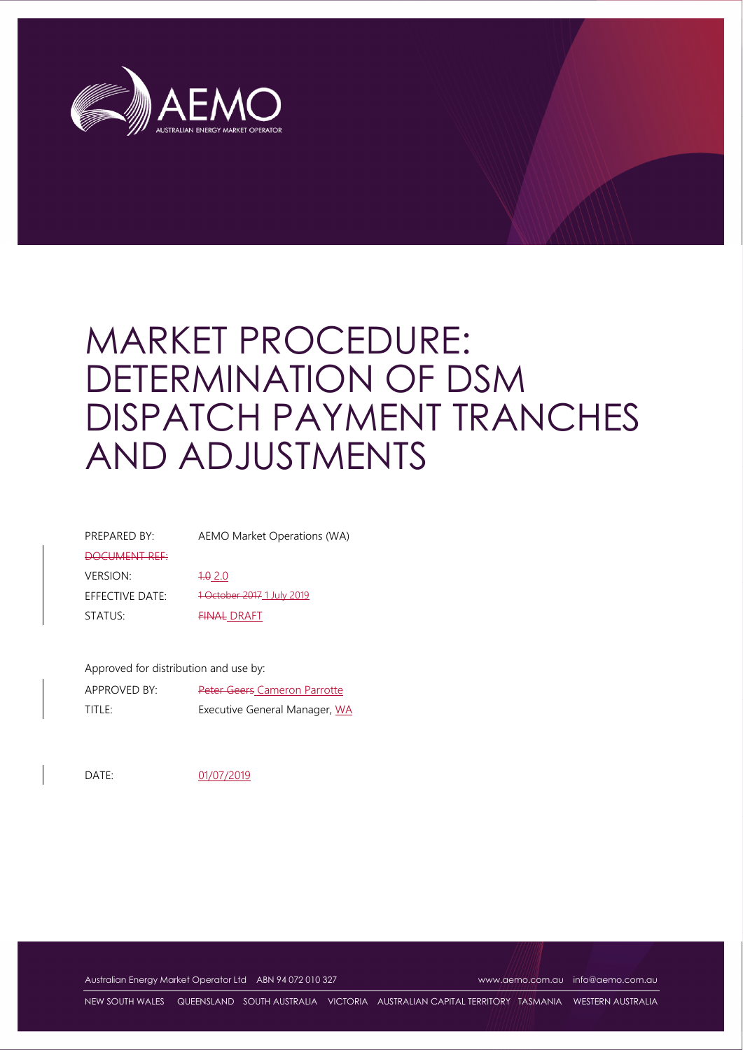# MARKET PROCEDURE: DETERMINATION OF DSM DISPATCH PAYMENT TRANCHES AND ADJUSTMENTS

| | |
|---|---|
| PREPARED BY: | AEMO Market Operations (WA) |
| ~~DOCUMENT REF:~~ | |
| VERSION: | ~~1.0~~ 2.0 |
| EFFECTIVE DATE: | ~~1 October 2017~~ 1 July 2019 |
| STATUS: | ~~FINAL~~ DRAFT |

Approved for distribution and use by:

| | |
|---|---|
| APPROVED BY: | ~~Peter Geers~~ Cameron Parrotte |
| TITLE: | Executive General Manager, WA |

DATE: 01/07/2019

Australian Energy Market Operator Ltd ABN 94 072 010 327 www.aemo.com.au info@aemo.com.au

NEW SOUTH WALES QUEENSLAND SOUTH AUSTRALIA VICTORIA AUSTRALIAN CAPITAL TERRITORY TASMANIA WESTERN AUSTRALIA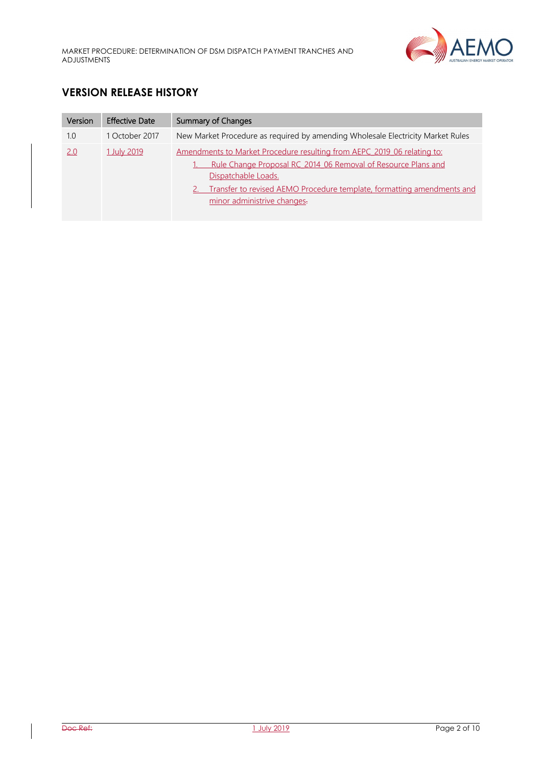## VERSION RELEASE HISTORY

| Version | Effective Date | Summary of Changes |
|---|---|---|
| 1.0 | 1 October 2017 | New Market Procedure as required by amending Wholesale Electricity Market Rules |
| 2.0 | 1 July 2019 | Amendments to Market Procedure resulting from AEPC_2019_06 relating to:<br>1. Rule Change Proposal RC_2014_06 Removal of Resource Plans and Dispatchable Loads.<br>2. Transfer to revised AEMO Procedure template, formatting amendments and minor administrative changes. |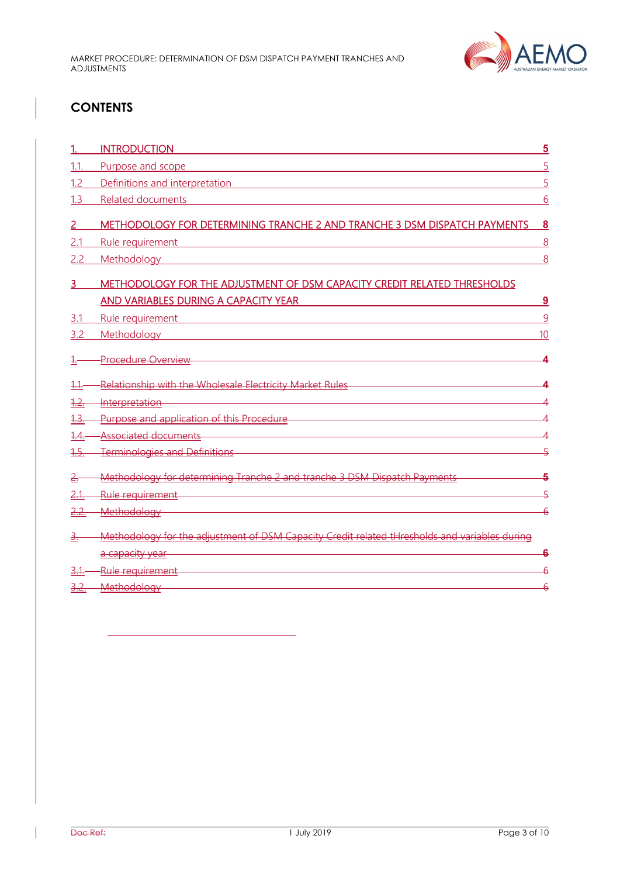# CONTENTS

| | | |
|---|---|---|
| 1. | INTRODUCTION | 5 |
| 1.1. | Purpose and scope | 5 |
| 1.2 | Definitions and interpretation | 5 |
| 1.3 | Related documents | 6 |
| 2 | METHODOLOGY FOR DETERMINING TRANCHE 2 AND TRANCHE 3 DSM DISPATCH PAYMENTS | 8 |
| 2.1 | Rule requirement | 8 |
| 2.2 | Methodology | 8 |
| 3 | METHODOLOGY FOR THE ADJUSTMENT OF DSM CAPACITY CREDIT RELATED THRESHOLDS AND VARIABLES DURING A CAPACITY YEAR | 9 |
| 3.1 | Rule requirement | 9 |
| 3.2 | Methodology | 10 |
| ~~1.~~ | ~~Procedure Overview~~ | ~~4~~ |
| ~~1.1.~~ | ~~Relationship with the Wholesale Electricity Market Rules~~ | ~~4~~ |
| ~~1.2.~~ | ~~Interpretation~~ | ~~4~~ |
| ~~1.3.~~ | ~~Purpose and application of this Procedure~~ | ~~4~~ |
| ~~1.4.~~ | ~~Associated documents~~ | ~~4~~ |
| ~~1.5.~~ | ~~Terminologies and Definitions~~ | ~~5~~ |
| ~~2.~~ | ~~Methodology for determining Tranche 2 and tranche 3 DSM Dispatch Payments~~ | ~~5~~ |
| ~~2.1.~~ | ~~Rule requirement~~ | ~~5~~ |
| ~~2.2.~~ | ~~Methodology~~ | ~~6~~ |
| ~~3.~~ | ~~Methodology for the adjustment of DSM Capacity Credit related tHresholds and variables during a capacity year~~ | ~~6~~ |
| ~~3.1.~~ | ~~Rule requirement~~ | ~~6~~ |
| ~~3.2.~~ | ~~Methodology~~ | ~~6~~ |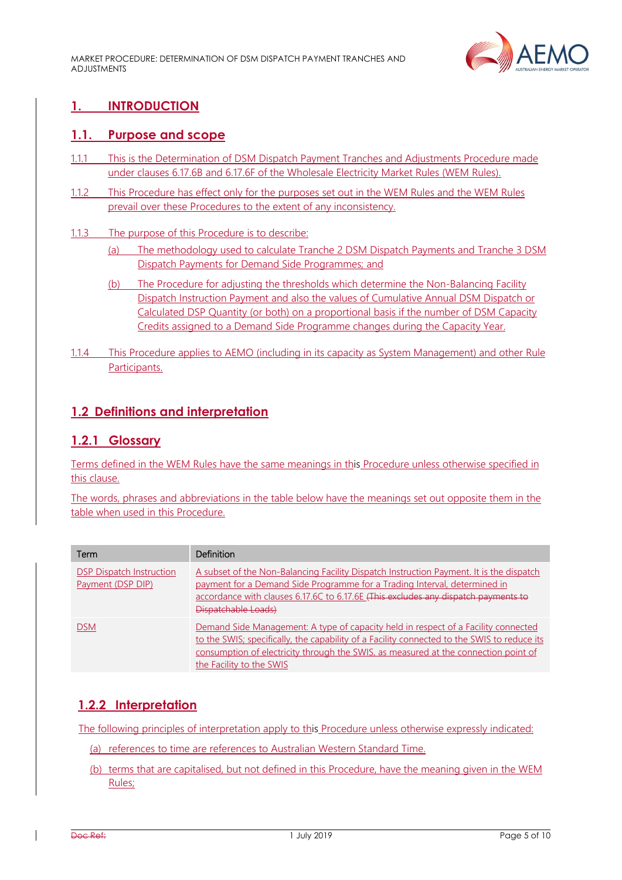// Track-change marks are not kept; struck-through text is omitted.
# 1. INTRODUCTION

## 1.1. Purpose and scope

1.1.1 This is the Determination of DSM Dispatch Payment Tranches and Adjustments Procedure made under clauses 6.17.6B and 6.17.6F of the Wholesale Electricity Market Rules (WEM Rules).

1.1.2 This Procedure has effect only for the purposes set out in the WEM Rules and the WEM Rules prevail over these Procedures to the extent of any inconsistency.

1.1.3 The purpose of this Procedure is to describe:

(a) The methodology used to calculate Tranche 2 DSM Dispatch Payments and Tranche 3 DSM Dispatch Payments for Demand Side Programmes; and

(b) The Procedure for adjusting the thresholds which determine the Non-Balancing Facility Dispatch Instruction Payment and also the values of Cumulative Annual DSM Dispatch or Calculated DSP Quantity (or both) on a proportional basis if the number of DSM Capacity Credits assigned to a Demand Side Programme changes during the Capacity Year.

1.1.4 This Procedure applies to AEMO (including in its capacity as System Management) and other Rule Participants.

## 1.2 Definitions and interpretation

### 1.2.1 Glossary

Terms defined in the WEM Rules have the same meanings in this Procedure unless otherwise specified in this clause.

The words, phrases and abbreviations in the table below have the meanings set out opposite them in the table when used in this Procedure.

| Term | Definition |
|---|---|
| DSP Dispatch Instruction Payment (DSP DIP) | A subset of the Non-Balancing Facility Dispatch Instruction Payment. It is the dispatch payment for a Demand Side Programme for a Trading Interval, determined in accordance with clauses 6.17.6C to 6.17.6E |
| DSM | Demand Side Management: A type of capacity held in respect of a Facility connected to the SWIS; specifically, the capability of a Facility connected to the SWIS to reduce its consumption of electricity through the SWIS, as measured at the connection point of the Facility to the SWIS |

### 1.2.2 Interpretation

The following principles of interpretation apply to this Procedure unless otherwise expressly indicated:

(a) references to time are references to Australian Western Standard Time.

(b) terms that are capitalised, but not defined in this Procedure, have the meaning given in the WEM Rules;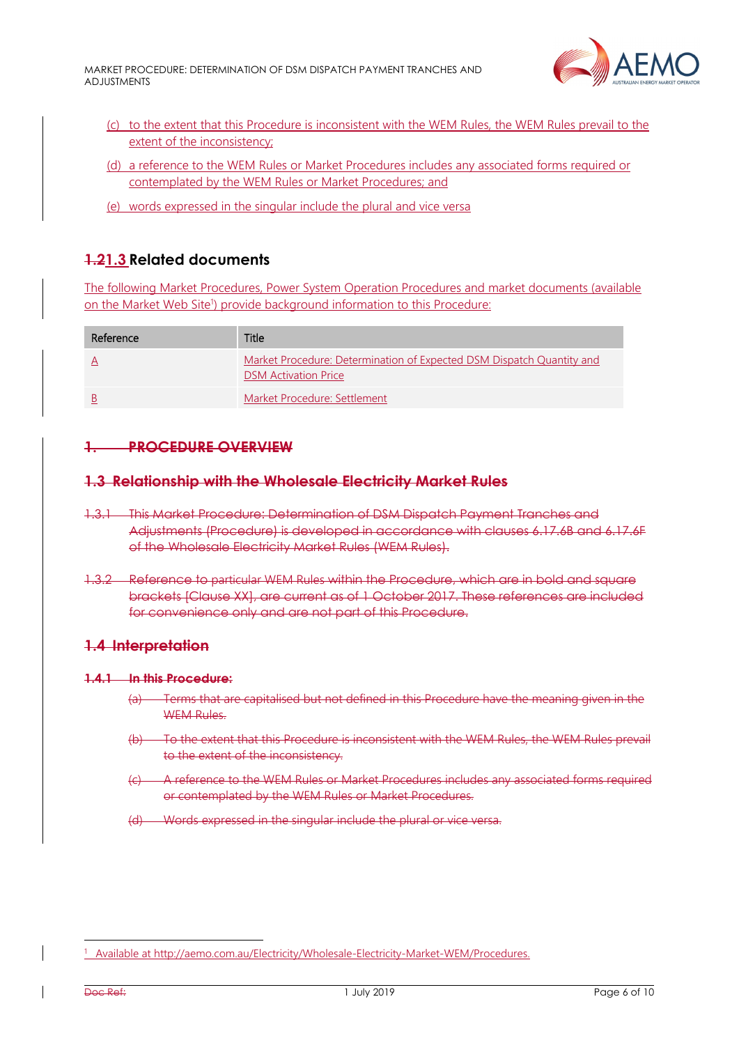(c) to the extent that this Procedure is inconsistent with the WEM Rules, the WEM Rules prevail to the extent of the inconsistency;

(d) a reference to the WEM Rules or Market Procedures includes any associated forms required or contemplated by the WEM Rules or Market Procedures; and

(e) words expressed in the singular include the plural and vice versa

## 1.21.3 Related documents

The following Market Procedures, Power System Operation Procedures and market documents (available on the Market Web Site[1]) provide background information to this Procedure:

| Reference | Title |
| --- | --- |
| A | Market Procedure: Determination of Expected DSM Dispatch Quantity and DSM Activation Price |
| B | Market Procedure: Settlement |

# 1. PROCEDURE OVERVIEW

## 1.3 Relationship with the Wholesale Electricity Market Rules

1.3.1 This Market Procedure: Determination of DSM Dispatch Payment Tranches and Adjustments (Procedure) is developed in accordance with clauses 6.17.6B and 6.17.6F of the Wholesale Electricity Market Rules (WEM Rules).

1.3.2 Reference to particular WEM Rules within the Procedure, which are in bold and square brackets [Clause XX], are current as of 1 October 2017. These references are included for convenience only and are not part of this Procedure.

## 1.4 Interpretation

### 1.4.1 In this Procedure:

(a) Terms that are capitalised but not defined in this Procedure have the meaning given in the WEM Rules.

(b) To the extent that this Procedure is inconsistent with the WEM Rules, the WEM Rules prevail to the extent of the inconsistency.

(c) A reference to the WEM Rules or Market Procedures includes any associated forms required or contemplated by the WEM Rules or Market Procedures.

(d) Words expressed in the singular include the plural or vice versa.

---

[1] Available at http://aemo.com.au/Electricity/Wholesale-Electricity-Market-WEM/Procedures.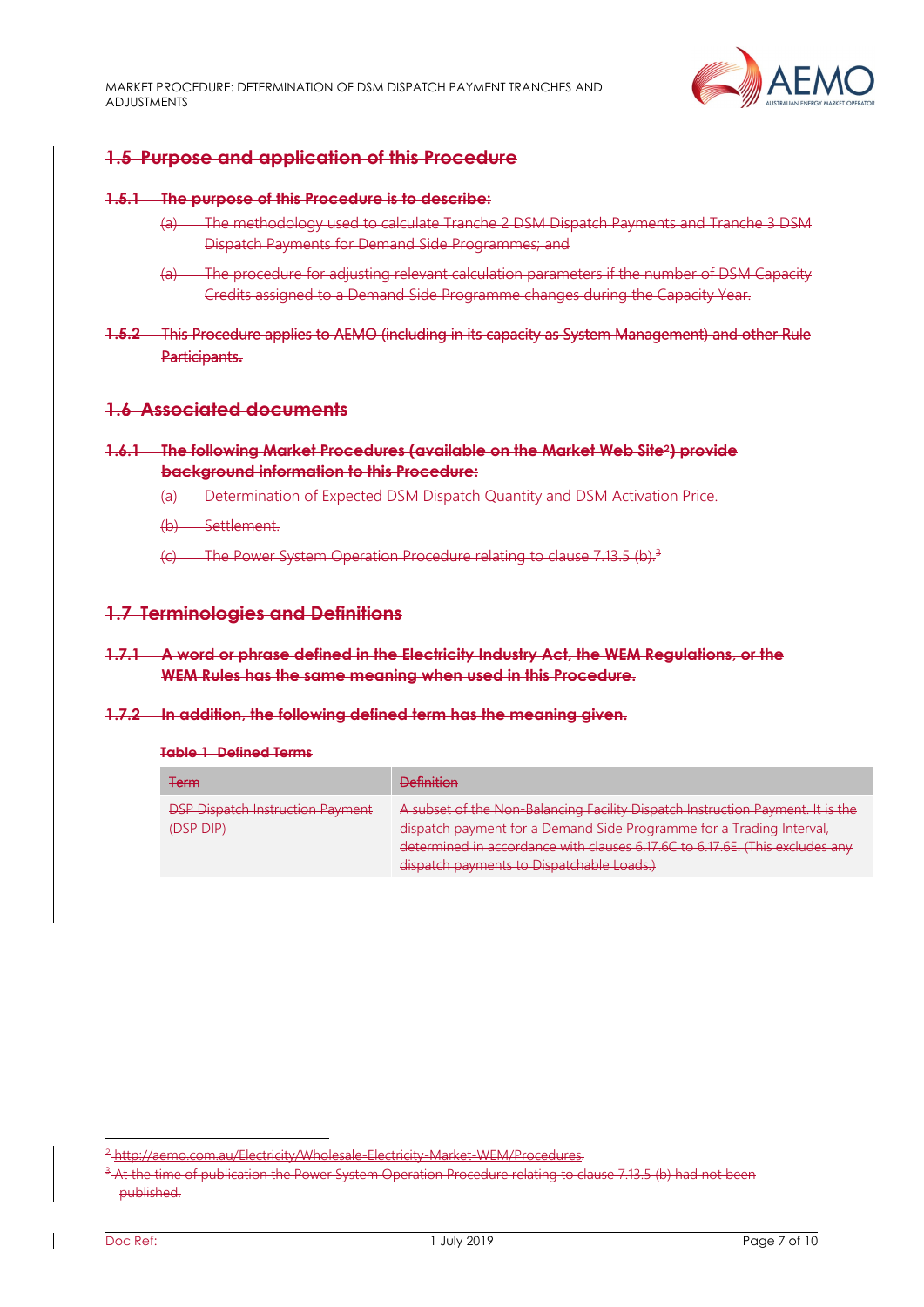## 1.5 Purpose and application of this Procedure

### 1.5.1 The purpose of this Procedure is to describe:

(a) The methodology used to calculate Tranche 2 DSM Dispatch Payments and Tranche 3 DSM Dispatch Payments for Demand Side Programmes; and

(a) The procedure for adjusting relevant calculation parameters if the number of DSM Capacity Credits assigned to a Demand Side Programme changes during the Capacity Year.

1.5.2 This Procedure applies to AEMO (including in its capacity as System Management) and other Rule Participants.

## 1.6 Associated documents

### 1.6.1 The following Market Procedures (available on the Market Web Site[2]) provide background information to this Procedure:

(a) Determination of Expected DSM Dispatch Quantity and DSM Activation Price.

(b) Settlement.

(c) The Power System Operation Procedure relating to clause 7.13.5 (b).[3]

## 1.7 Terminologies and Definitions

### 1.7.1 A word or phrase defined in the Electricity Industry Act, the WEM Regulations, or the WEM Rules has the same meaning when used in this Procedure.

### 1.7.2 In addition, the following defined term has the meaning given.

**Table 1 Defined Terms**

| Term | Definition |
|---|---|
| DSP Dispatch Instruction Payment (DSP DIP) | A subset of the Non-Balancing Facility Dispatch Instruction Payment. It is the dispatch payment for a Demand Side Programme for a Trading Interval, determined in accordance with clauses 6.17.6C to 6.17.6E. (This excludes any dispatch payments to Dispatchable Loads.) |

[2] http://aemo.com.au/Electricity/Wholesale-Electricity-Market-WEM/Procedures.

[3] At the time of publication the Power System Operation Procedure relating to clause 7.13.5 (b) had not been published.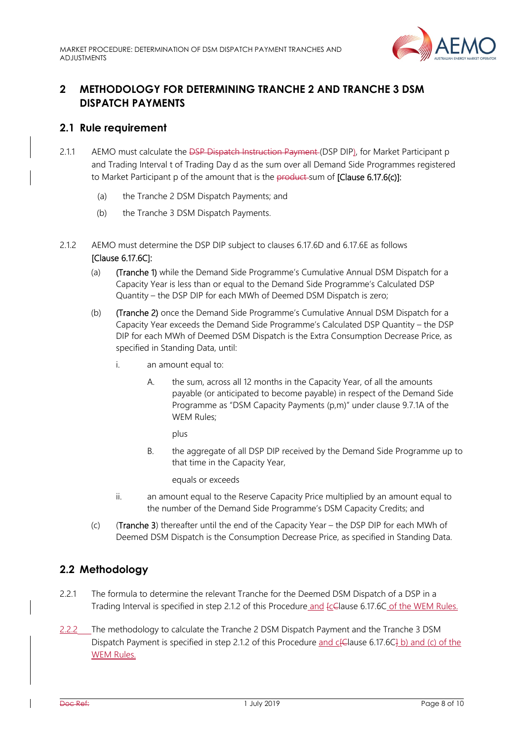## 2 METHODOLOGY FOR DETERMINING TRANCHE 2 AND TRANCHE 3 DSM DISPATCH PAYMENTS

### 2.1 Rule requirement

2.1.1 AEMO must calculate the DSP Dispatch Instruction Payment (DSP DIP), for Market Participant p and Trading Interval t of Trading Day d as the sum over all Demand Side Programmes registered to Market Participant p of the amount that is the product sum of **[Clause 6.17.6(c)]:**

(a) the Tranche 2 DSM Dispatch Payments; and

(b) the Tranche 3 DSM Dispatch Payments.

2.1.2 AEMO must determine the DSP DIP subject to clauses 6.17.6D and 6.17.6E as follows **[Clause 6.17.6C]:**

(a) **(Tranche 1)** while the Demand Side Programme's Cumulative Annual DSM Dispatch for a Capacity Year is less than or equal to the Demand Side Programme's Calculated DSP Quantity – the DSP DIP for each MWh of Deemed DSM Dispatch is zero;

(b) **(Tranche 2)** once the Demand Side Programme's Cumulative Annual DSM Dispatch for a Capacity Year exceeds the Demand Side Programme's Calculated DSP Quantity – the DSP DIP for each MWh of Deemed DSM Dispatch is the Extra Consumption Decrease Price, as specified in Standing Data, until:

i. an amount equal to:

A. the sum, across all 12 months in the Capacity Year, of all the amounts payable (or anticipated to become payable) in respect of the Demand Side Programme as "DSM Capacity Payments (p,m)" under clause 9.7.1A of the WEM Rules;

plus

B. the aggregate of all DSP DIP received by the Demand Side Programme up to that time in the Capacity Year,

equals or exceeds

ii. an amount equal to the Reserve Capacity Price multiplied by an amount equal to the number of the Demand Side Programme's DSM Capacity Credits; and

(c) (**Tranche 3**) thereafter until the end of the Capacity Year – the DSP DIP for each MWh of Deemed DSM Dispatch is the Consumption Decrease Price, as specified in Standing Data.

### 2.2 Methodology

2.2.1 The formula to determine the relevant Tranche for the Deemed DSM Dispatch of a DSP in a Trading Interval is specified in step 2.1.2 of this Procedure and [cClause 6.17.6C of the WEM Rules.

2.2.2 The methodology to calculate the Tranche 2 DSM Dispatch Payment and the Tranche 3 DSM Dispatch Payment is specified in step 2.1.2 of this Procedure and c[Clause 6.17.6C] b) and (c) of the WEM Rules.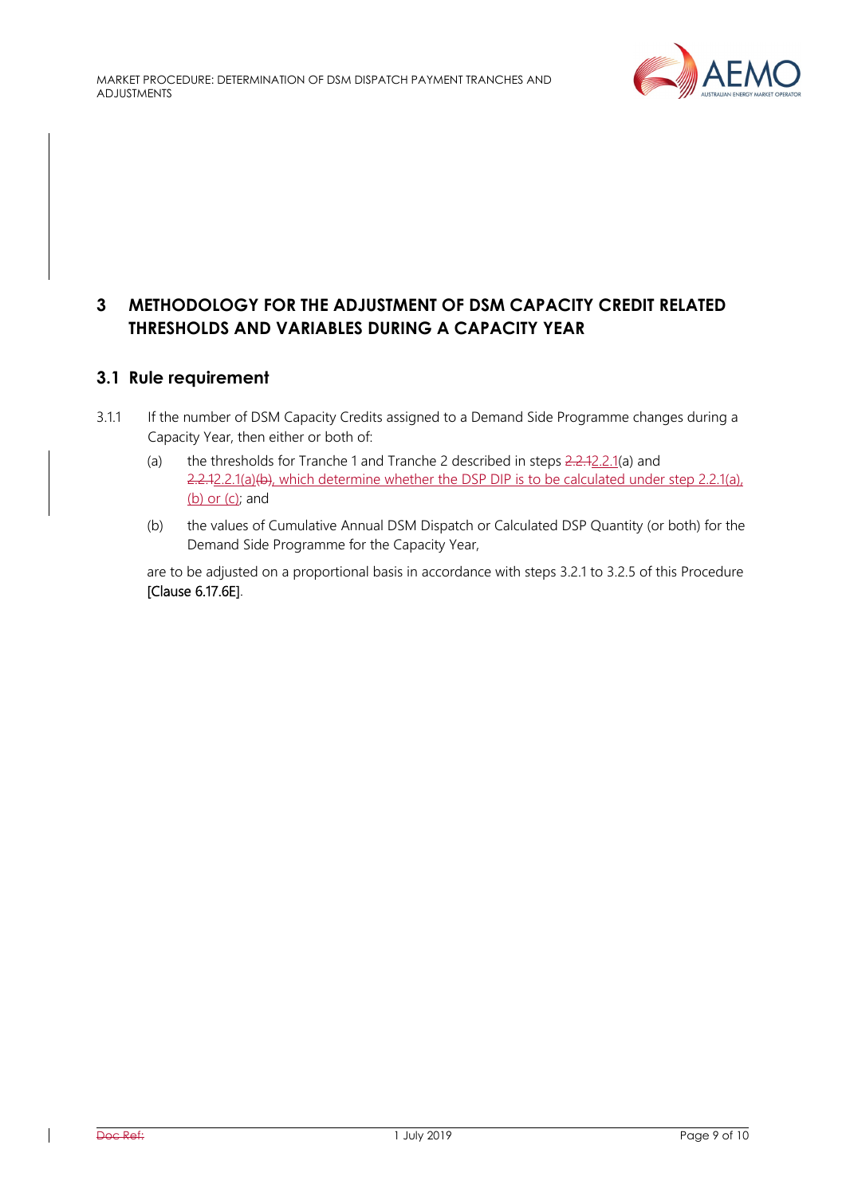# 3 METHODOLOGY FOR THE ADJUSTMENT OF DSM CAPACITY CREDIT RELATED THRESHOLDS AND VARIABLES DURING A CAPACITY YEAR

## 3.1 Rule requirement

3.1.1 If the number of DSM Capacity Credits assigned to a Demand Side Programme changes during a Capacity Year, then either or both of:

(a) the thresholds for Tranche 1 and Tranche 2 described in steps ~~2.2.1~~2.2.1(a) and ~~2.2.1~~2.2.1(a)~~(b)~~, which determine whether the DSP DIP is to be calculated under step 2.2.1(a), (b) or (c); and

(b) the values of Cumulative Annual DSM Dispatch or Calculated DSP Quantity (or both) for the Demand Side Programme for the Capacity Year,

are to be adjusted on a proportional basis in accordance with steps 3.2.1 to 3.2.5 of this Procedure [Clause 6.17.6E].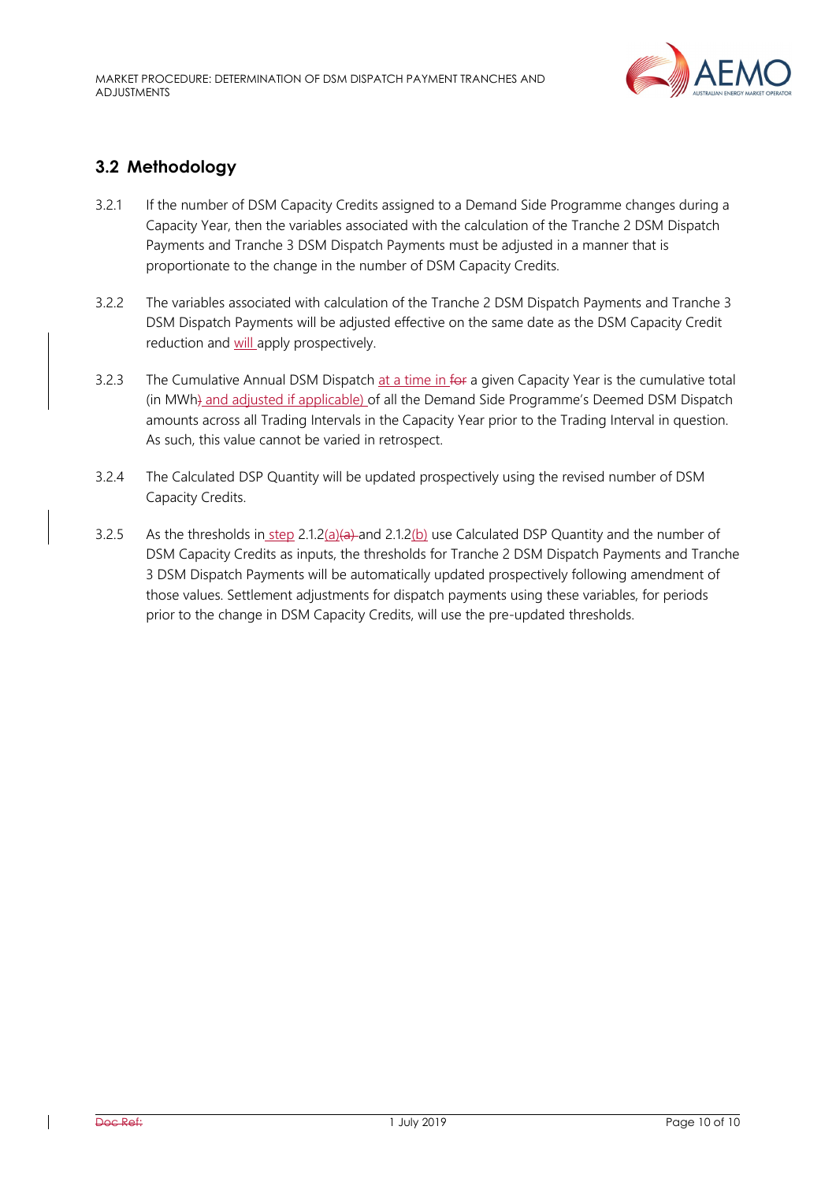## 3.2 Methodology

3.2.1 If the number of DSM Capacity Credits assigned to a Demand Side Programme changes during a Capacity Year, then the variables associated with the calculation of the Tranche 2 DSM Dispatch Payments and Tranche 3 DSM Dispatch Payments must be adjusted in a manner that is proportionate to the change in the number of DSM Capacity Credits.

3.2.2 The variables associated with calculation of the Tranche 2 DSM Dispatch Payments and Tranche 3 DSM Dispatch Payments will be adjusted effective on the same date as the DSM Capacity Credit reduction and will apply prospectively.

3.2.3 The Cumulative Annual DSM Dispatch at a time in ~~for~~ a given Capacity Year is the cumulative total (in MWh~~)~~ and adjusted if applicable) of all the Demand Side Programme's Deemed DSM Dispatch amounts across all Trading Intervals in the Capacity Year prior to the Trading Interval in question. As such, this value cannot be varied in retrospect.

3.2.4 The Calculated DSP Quantity will be updated prospectively using the revised number of DSM Capacity Credits.

3.2.5 As the thresholds in step 2.1.2(a)~~(a)~~ and 2.1.2(b) use Calculated DSP Quantity and the number of DSM Capacity Credits as inputs, the thresholds for Tranche 2 DSM Dispatch Payments and Tranche 3 DSM Dispatch Payments will be automatically updated prospectively following amendment of those values. Settlement adjustments for dispatch payments using these variables, for periods prior to the change in DSM Capacity Credits, will use the pre-updated thresholds.